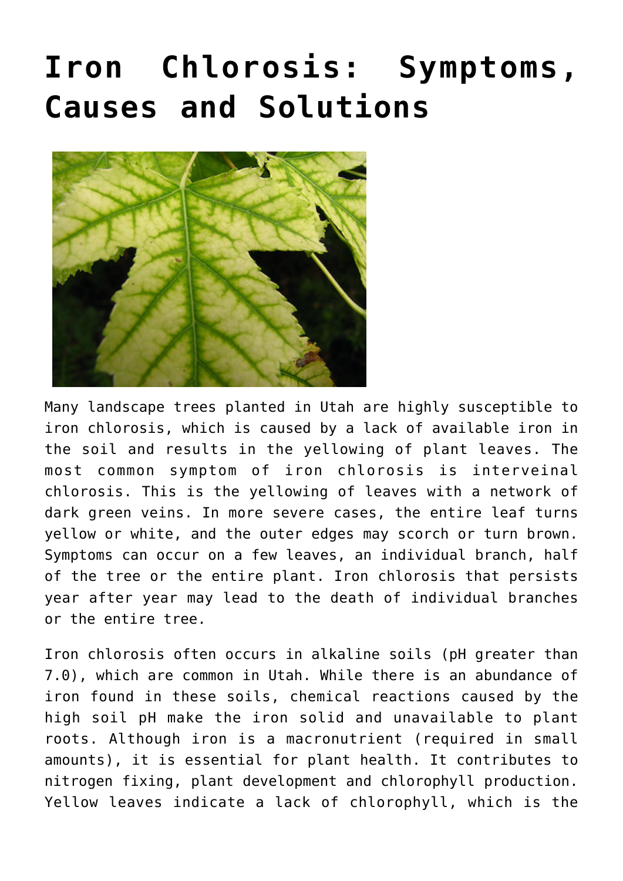# Iron Chlorosis: Symptoms, Causes and Solutions

Many landscape trees planted in Utah are highly susceptible to iron chlorosis, which is caused by a lack of available iron in the soil and results in the yellowing of plant leaves. The most common symptom of iron chlorosis is interveinal chlorosis. This is the yellowing of leaves with a network of dark green veins. In more severe cases, the entire leaf turns yellow or white, and the outer edges may scorch or turn brown. Symptoms can occur on a few leaves, an individual branch, half of the tree or the entire plant. Iron chlorosis that persists year after year may lead to the death of individual branches or the entire tree.

Iron chlorosis often occurs in alkaline soils (pH greater than 7.0), which are common in Utah. While there is an abundance of iron found in these soils, chemical reactions caused by the high soil pH make the iron solid and unavailable to plant roots. Although iron is a macronutrient (required in small amounts), it is essential for plant health. It contributes to nitrogen fixing, plant development and chlorophyll production. Yellow leaves indicate a lack of chlorophyll, which is the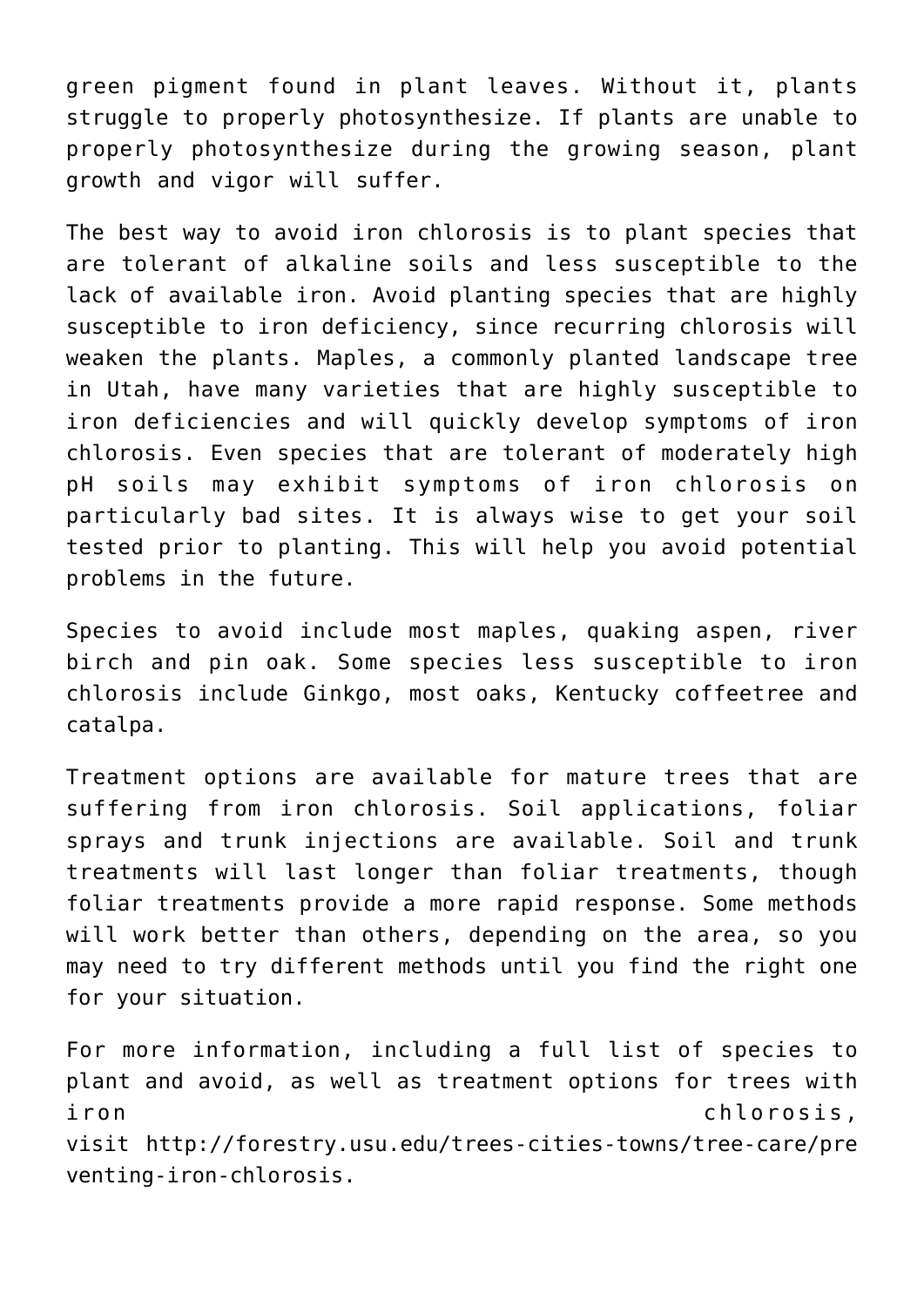green pigment found in plant leaves. Without it, plants struggle to properly photosynthesize. If plants are unable to properly photosynthesize during the growing season, plant growth and vigor will suffer.

The best way to avoid iron chlorosis is to plant species that are tolerant of alkaline soils and less susceptible to the lack of available iron. Avoid planting species that are highly susceptible to iron deficiency, since recurring chlorosis will weaken the plants. Maples, a commonly planted landscape tree in Utah, have many varieties that are highly susceptible to iron deficiencies and will quickly develop symptoms of iron chlorosis. Even species that are tolerant of moderately high pH soils may exhibit symptoms of iron chlorosis on particularly bad sites. It is always wise to get your soil tested prior to planting. This will help you avoid potential problems in the future.

Species to avoid include most maples, quaking aspen, river birch and pin oak. Some species less susceptible to iron chlorosis include Ginkgo, most oaks, Kentucky coffeetree and catalpa.

Treatment options are available for mature trees that are suffering from iron chlorosis. Soil applications, foliar sprays and trunk injections are available. Soil and trunk treatments will last longer than foliar treatments, though foliar treatments provide a more rapid response. Some methods will work better than others, depending on the area, so you may need to try different methods until you find the right one for your situation.

For more information, including a full list of species to plant and avoid, as well as treatment options for trees with iron chlorosis, visit http://forestry.usu.edu/trees-cities-towns/tree-care/preventing-iron-chlorosis.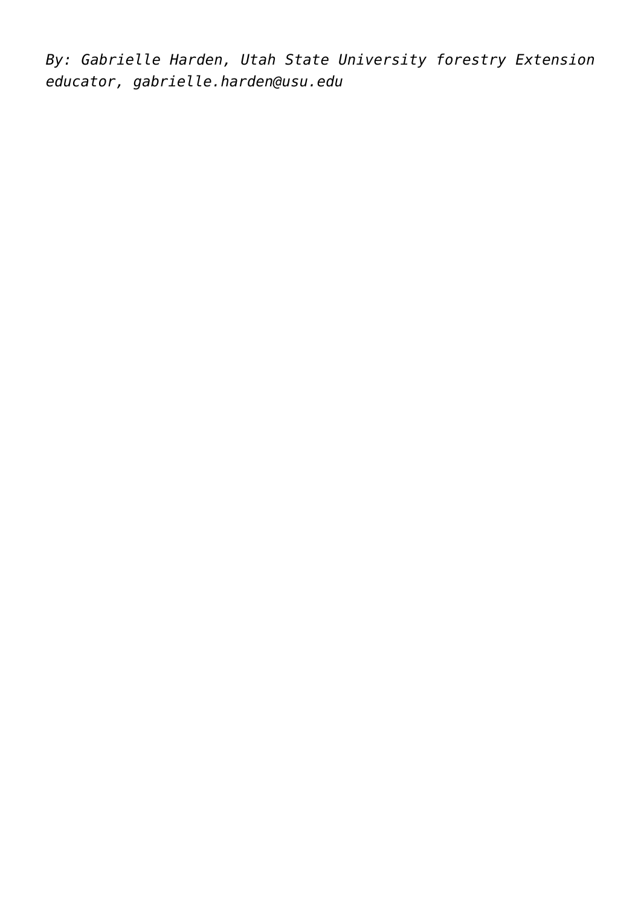*By: Gabrielle Harden, Utah State University forestry Extension educator, gabrielle.harden@usu.edu*